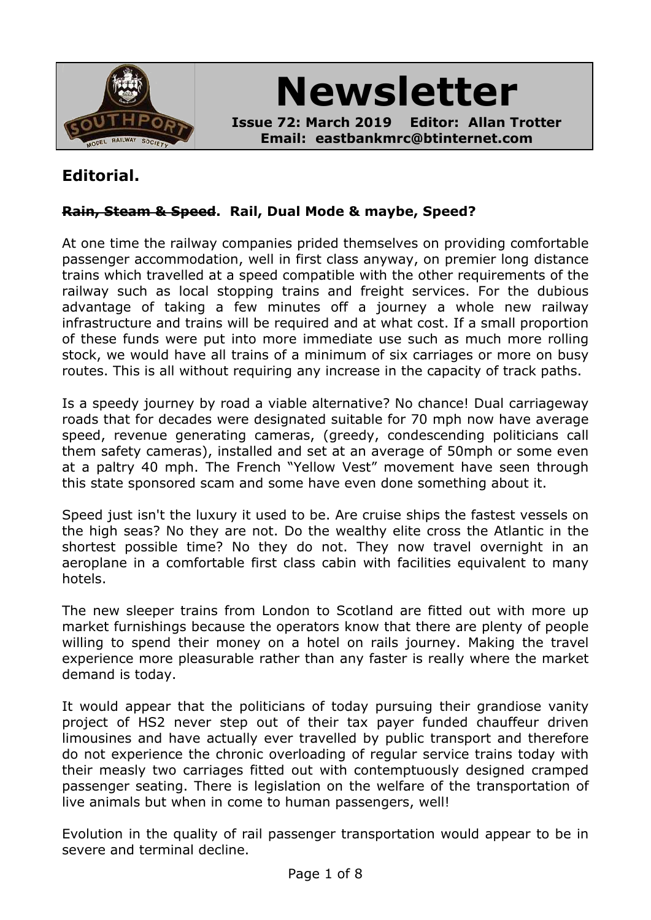# Newsletter

**Issue 72: March 2019 Editor: Allan Trotter**
**Email: eastbankmrc@btinternet.com**

## Editorial.

**~~Rain, Steam & Speed~~. Rail, Dual Mode & maybe, Speed?**

At one time the railway companies prided themselves on providing comfortable passenger accommodation, well in first class anyway, on premier long distance trains which travelled at a speed compatible with the other requirements of the railway such as local stopping trains and freight services. For the dubious advantage of taking a few minutes off a journey a whole new railway infrastructure and trains will be required and at what cost. If a small proportion of these funds were put into more immediate use such as much more rolling stock, we would have all trains of a minimum of six carriages or more on busy routes. This is all without requiring any increase in the capacity of track paths.

Is a speedy journey by road a viable alternative? No chance! Dual carriageway roads that for decades were designated suitable for 70 mph now have average speed, revenue generating cameras, (greedy, condescending politicians call them safety cameras), installed and set at an average of 50mph or some even at a paltry 40 mph. The French "Yellow Vest" movement have seen through this state sponsored scam and some have even done something about it.

Speed just isn't the luxury it used to be. Are cruise ships the fastest vessels on the high seas? No they are not. Do the wealthy elite cross the Atlantic in the shortest possible time? No they do not. They now travel overnight in an aeroplane in a comfortable first class cabin with facilities equivalent to many hotels.

The new sleeper trains from London to Scotland are fitted out with more up market furnishings because the operators know that there are plenty of people willing to spend their money on a hotel on rails journey. Making the travel experience more pleasurable rather than any faster is really where the market demand is today.

It would appear that the politicians of today pursuing their grandiose vanity project of HS2 never step out of their tax payer funded chauffeur driven limousines and have actually ever travelled by public transport and therefore do not experience the chronic overloading of regular service trains today with their measly two carriages fitted out with contemptuously designed cramped passenger seating. There is legislation on the welfare of the transportation of live animals but when in come to human passengers, well!

Evolution in the quality of rail passenger transportation would appear to be in severe and terminal decline.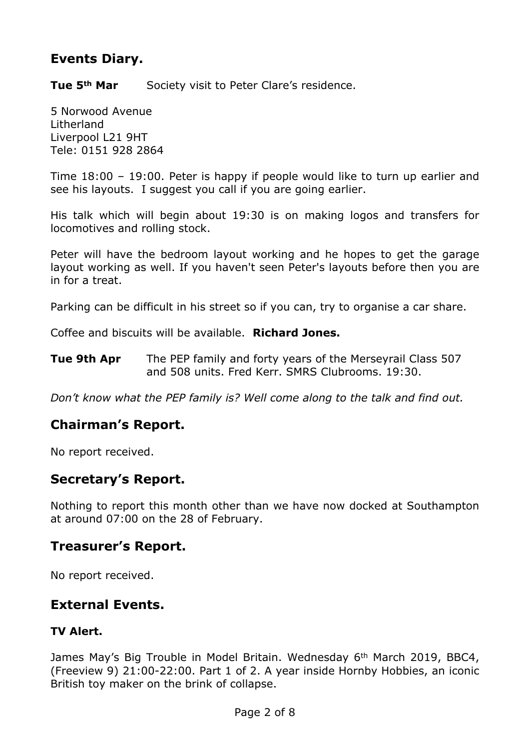## Events Diary.

**Tue 5th Mar** Society visit to Peter Clare's residence.

5 Norwood Avenue
Litherland
Liverpool L21 9HT
Tele: 0151 928 2864

Time 18:00 – 19:00. Peter is happy if people would like to turn up earlier and see his layouts. I suggest you call if you are going earlier.

His talk which will begin about 19:30 is on making logos and transfers for locomotives and rolling stock.

Peter will have the bedroom layout working and he hopes to get the garage layout working as well. If you haven't seen Peter's layouts before then you are in for a treat.

Parking can be difficult in his street so if you can, try to organise a car share.

Coffee and biscuits will be available. **Richard Jones.**

**Tue 9th Apr** The PEP family and forty years of the Merseyrail Class 507 and 508 units. Fred Kerr. SMRS Clubrooms. 19:30.

*Don't know what the PEP family is? Well come along to the talk and find out.*

## Chairman's Report.

No report received.

## Secretary's Report.

Nothing to report this month other than we have now docked at Southampton at around 07:00 on the 28 of February.

## Treasurer's Report.

No report received.

## External Events.

### TV Alert.

James May's Big Trouble in Model Britain. Wednesday 6th March 2019, BBC4, (Freeview 9) 21:00-22:00. Part 1 of 2. A year inside Hornby Hobbies, an iconic British toy maker on the brink of collapse.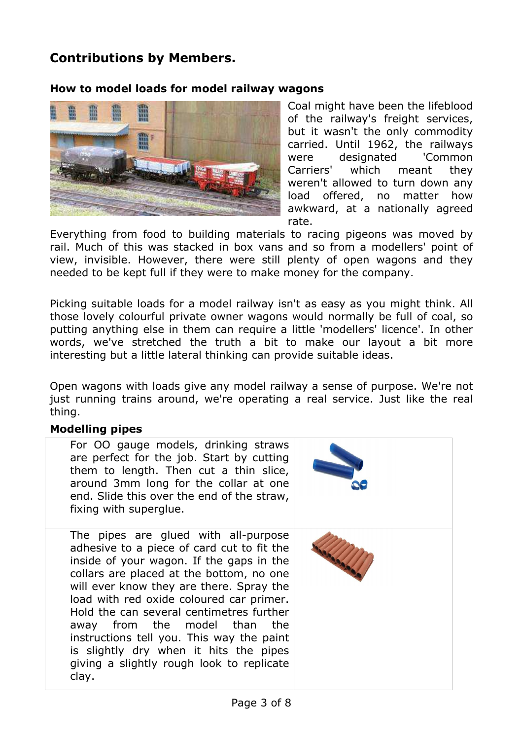## Contributions by Members.

### How to model loads for model railway wagons

Coal might have been the lifeblood of the railway's freight services, but it wasn't the only commodity carried. Until 1962, the railways were designated 'Common Carriers' which meant they weren't allowed to turn down any load offered, no matter how awkward, at a nationally agreed rate.

Everything from food to building materials to racing pigeons was moved by rail. Much of this was stacked in box vans and so from a modellers' point of view, invisible. However, there were still plenty of open wagons and they needed to be kept full if they were to make money for the company.

Picking suitable loads for a model railway isn't as easy as you might think. All those lovely colourful private owner wagons would normally be full of coal, so putting anything else in them can require a little 'modellers' licence'. In other words, we've stretched the truth a bit to make our layout a bit more interesting but a little lateral thinking can provide suitable ideas.

Open wagons with loads give any model railway a sense of purpose. We're not just running trains around, we're operating a real service. Just like the real thing.

### Modelling pipes

For OO gauge models, drinking straws are perfect for the job. Start by cutting them to length. Then cut a thin slice, around 3mm long for the collar at one end. Slide this over the end of the straw, fixing with superglue.

The pipes are glued with all-purpose adhesive to a piece of card cut to fit the inside of your wagon. If the gaps in the collars are placed at the bottom, no one will ever know they are there. Spray the load with red oxide coloured car primer. Hold the can several centimetres further away from the model than the instructions tell you. This way the paint is slightly dry when it hits the pipes giving a slightly rough look to replicate clay.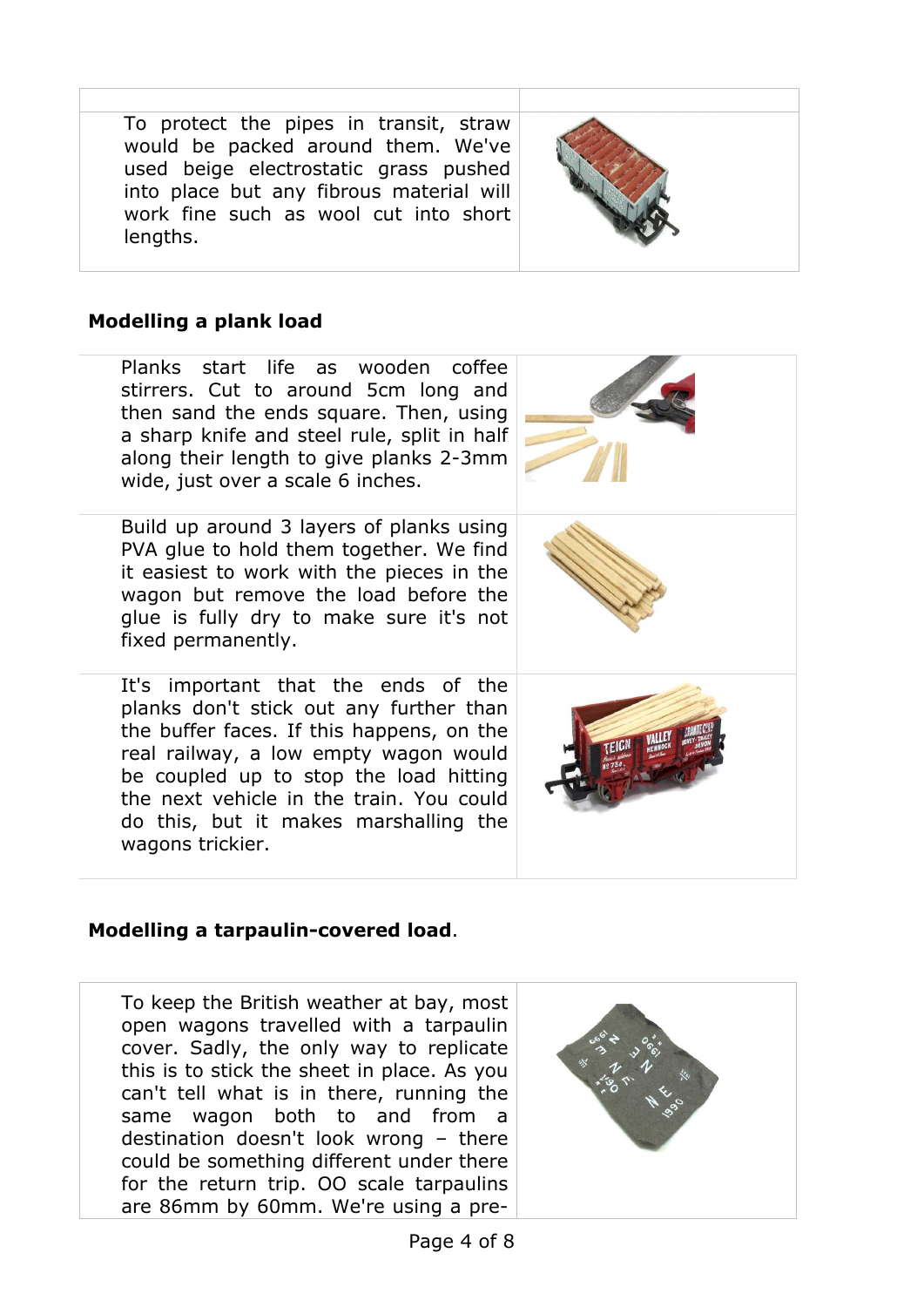To protect the pipes in transit, straw would be packed around them. We've used beige electrostatic grass pushed into place but any fibrous material will work fine such as wool cut into short lengths.

## Modelling a plank load

Planks start life as wooden coffee stirrers. Cut to around 5cm long and then sand the ends square. Then, using a sharp knife and steel rule, split in half along their length to give planks 2-3mm wide, just over a scale 6 inches.

Build up around 3 layers of planks using PVA glue to hold them together. We find it easiest to work with the pieces in the wagon but remove the load before the glue is fully dry to make sure it's not fixed permanently.

It's important that the ends of the planks don't stick out any further than the buffer faces. If this happens, on the real railway, a low empty wagon would be coupled up to stop the load hitting the next vehicle in the train. You could do this, but it makes marshalling the wagons trickier.

## Modelling a tarpaulin-covered load.

To keep the British weather at bay, most open wagons travelled with a tarpaulin cover. Sadly, the only way to replicate this is to stick the sheet in place. As you can't tell what is in there, running the same wagon both to and from a destination doesn't look wrong – there could be something different under there for the return trip. OO scale tarpaulins are 86mm by 60mm. We're using a pre-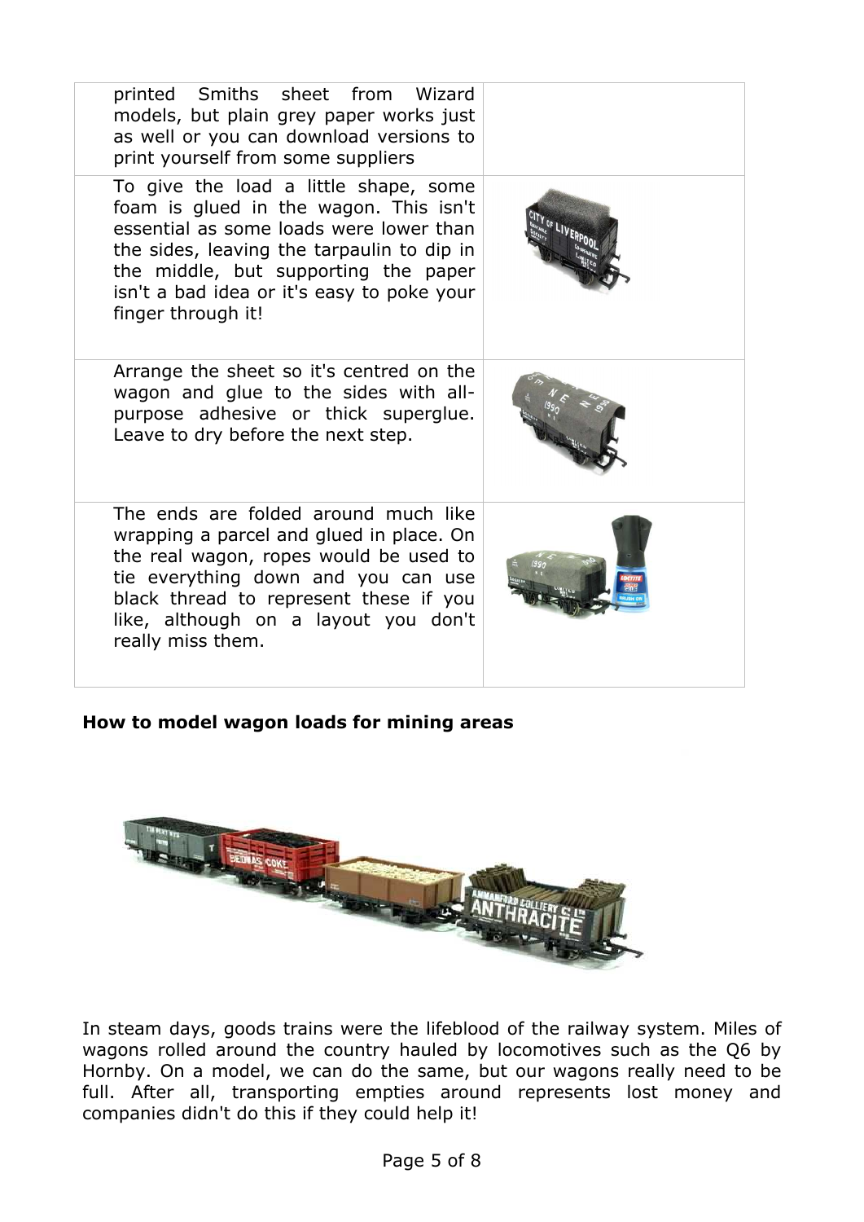| | |
|---|---|
| printed Smiths sheet from Wizard models, but plain grey paper works just as well or you can download versions to print yourself from some suppliers | |
| To give the load a little shape, some foam is glued in the wagon. This isn't essential as some loads were lower than the sides, leaving the tarpaulin to dip in the middle, but supporting the paper isn't a bad idea or it's easy to poke your finger through it! | |
| Arrange the sheet so it's centred on the wagon and glue to the sides with all-purpose adhesive or thick superglue. Leave to dry before the next step. | |
| The ends are folded around much like wrapping a parcel and glued in place. On the real wagon, ropes would be used to tie everything down and you can use black thread to represent these if you like, although on a layout you don't really miss them. | |

**How to model wagon loads for mining areas**

In steam days, goods trains were the lifeblood of the railway system. Miles of wagons rolled around the country hauled by locomotives such as the Q6 by Hornby. On a model, we can do the same, but our wagons really need to be full. After all, transporting empties around represents lost money and companies didn't do this if they could help it!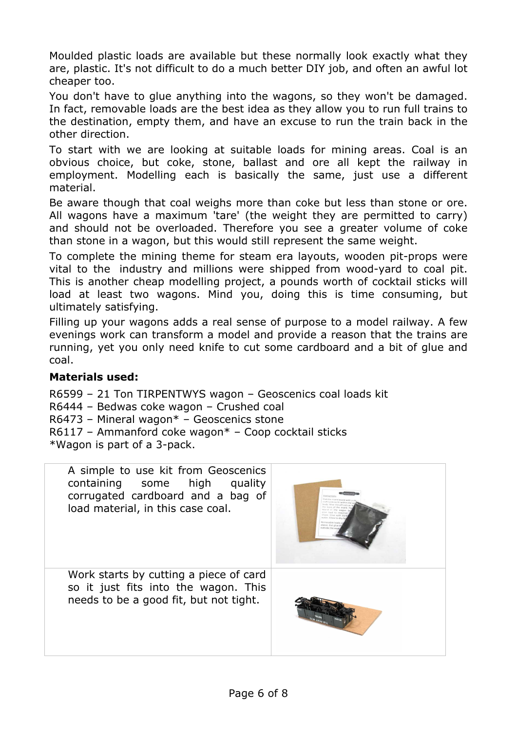Moulded plastic loads are available but these normally look exactly what they are, plastic. It's not difficult to do a much better DIY job, and often an awful lot cheaper too.

You don't have to glue anything into the wagons, so they won't be damaged. In fact, removable loads are the best idea as they allow you to run full trains to the destination, empty them, and have an excuse to run the train back in the other direction.

To start with we are looking at suitable loads for mining areas. Coal is an obvious choice, but coke, stone, ballast and ore all kept the railway in employment. Modelling each is basically the same, just use a different material.

Be aware though that coal weighs more than coke but less than stone or ore. All wagons have a maximum 'tare' (the weight they are permitted to carry) and should not be overloaded. Therefore you see a greater volume of coke than stone in a wagon, but this would still represent the same weight.

To complete the mining theme for steam era layouts, wooden pit-props were vital to the industry and millions were shipped from wood-yard to coal pit. This is another cheap modelling project, a pounds worth of cocktail sticks will load at least two wagons. Mind you, doing this is time consuming, but ultimately satisfying.

Filling up your wagons adds a real sense of purpose to a model railway. A few evenings work can transform a model and provide a reason that the trains are running, yet you only need knife to cut some cardboard and a bit of glue and coal.

**Materials used:**

R6599 – 21 Ton TIRPENTWYS wagon – Geoscenics coal loads kit
R6444 – Bedwas coke wagon – Crushed coal
R6473 – Mineral wagon* – Geoscenics stone
R6117 – Ammanford coke wagon* – Coop cocktail sticks
*Wagon is part of a 3-pack.

| | |
|---|---|
| A simple to use kit from Geoscenics containing some high quality corrugated cardboard and a bag of load material, in this case coal. | |
| Work starts by cutting a piece of card so it just fits into the wagon. This needs to be a good fit, but not tight. | |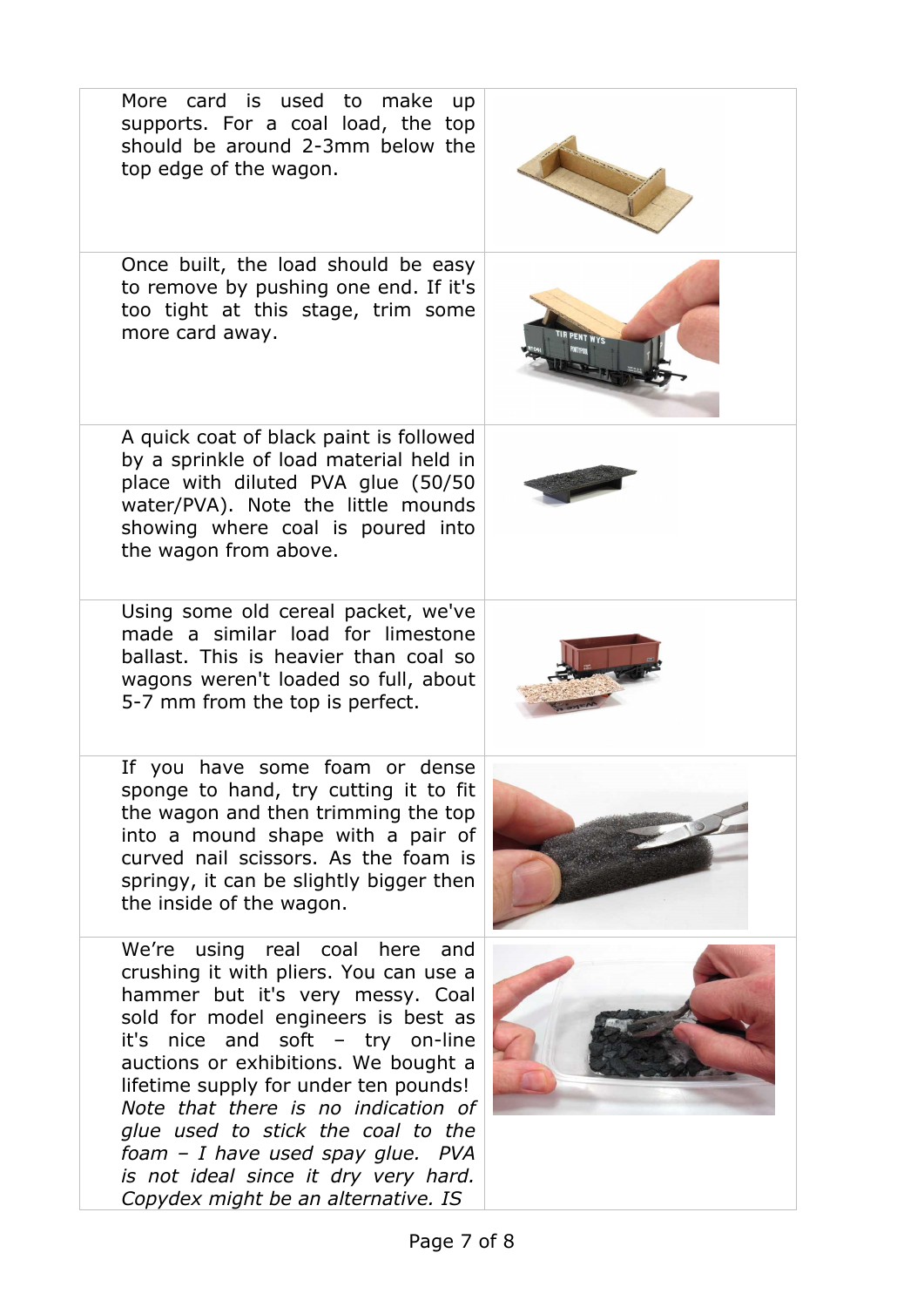| | |
|---|---|
| More card is used to make up supports. For a coal load, the top should be around 2-3mm below the top edge of the wagon. | |
| Once built, the load should be easy to remove by pushing one end. If it's too tight at this stage, trim some more card away. | |
| A quick coat of black paint is followed by a sprinkle of load material held in place with diluted PVA glue (50/50 water/PVA). Note the little mounds showing where coal is poured into the wagon from above. | |
| Using some old cereal packet, we've made a similar load for limestone ballast. This is heavier than coal so wagons weren't loaded so full, about 5-7 mm from the top is perfect. | |
| If you have some foam or dense sponge to hand, try cutting it to fit the wagon and then trimming the top into a mound shape with a pair of curved nail scissors. As the foam is springy, it can be slightly bigger then the inside of the wagon. | |
| We're using real coal here and crushing it with pliers. You can use a hammer but it's very messy. Coal sold for model engineers is best as it's nice and soft – try on-line auctions or exhibitions. We bought a lifetime supply for under ten pounds! *Note that there is no indication of glue used to stick the coal to the foam – I have used spay glue. PVA is not ideal since it dry very hard. Copydex might be an alternative. IS* | |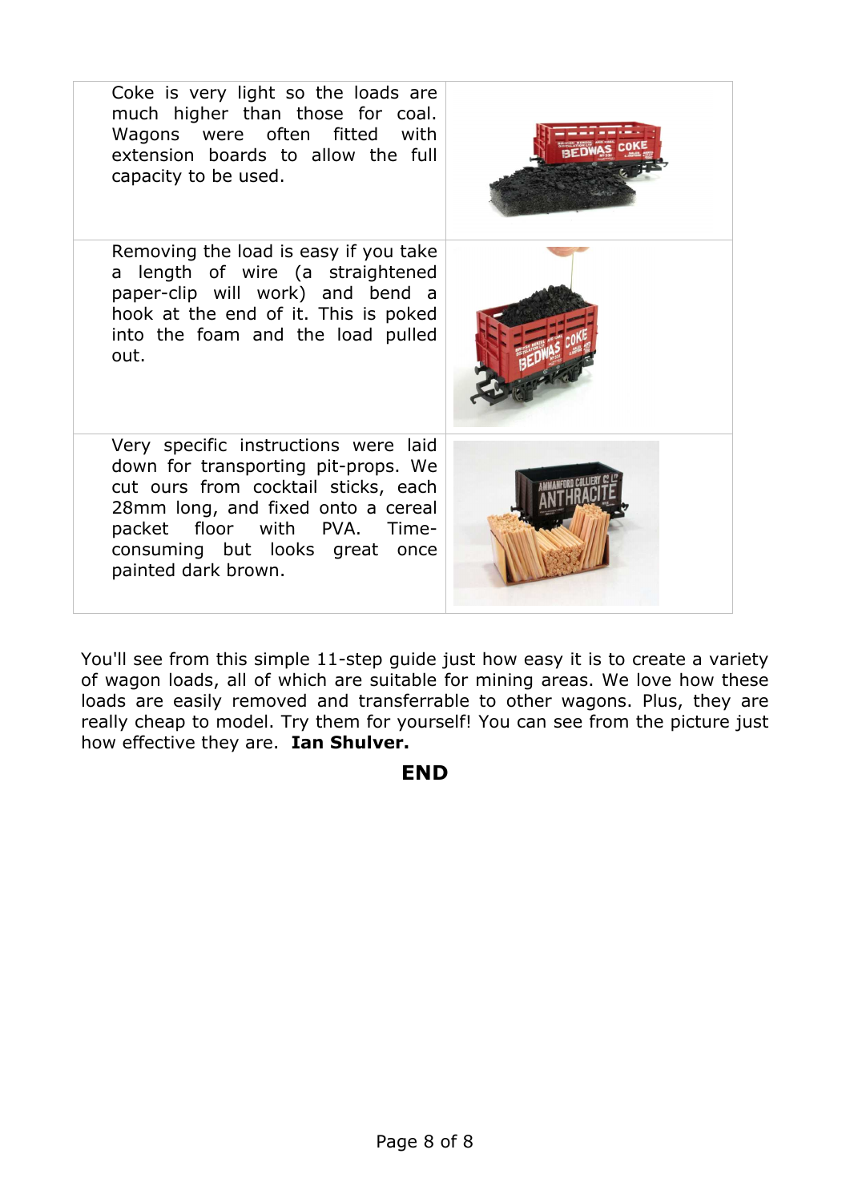| | |
|---|---|
| Coke is very light so the loads are much higher than those for coal. Wagons were often fitted with extension boards to allow the full capacity to be used. | |
| Removing the load is easy if you take a length of wire (a straightened paper-clip will work) and bend a hook at the end of it. This is poked into the foam and the load pulled out. | |
| Very specific instructions were laid down for transporting pit-props. We cut ours from cocktail sticks, each 28mm long, and fixed onto a cereal packet floor with PVA. Time-consuming but looks great once painted dark brown. | |

You'll see from this simple 11-step guide just how easy it is to create a variety of wagon loads, all of which are suitable for mining areas. We love how these loads are easily removed and transferrable to other wagons. Plus, they are really cheap to model. Try them for yourself! You can see from the picture just how effective they are. **Ian Shulver.**

**END**